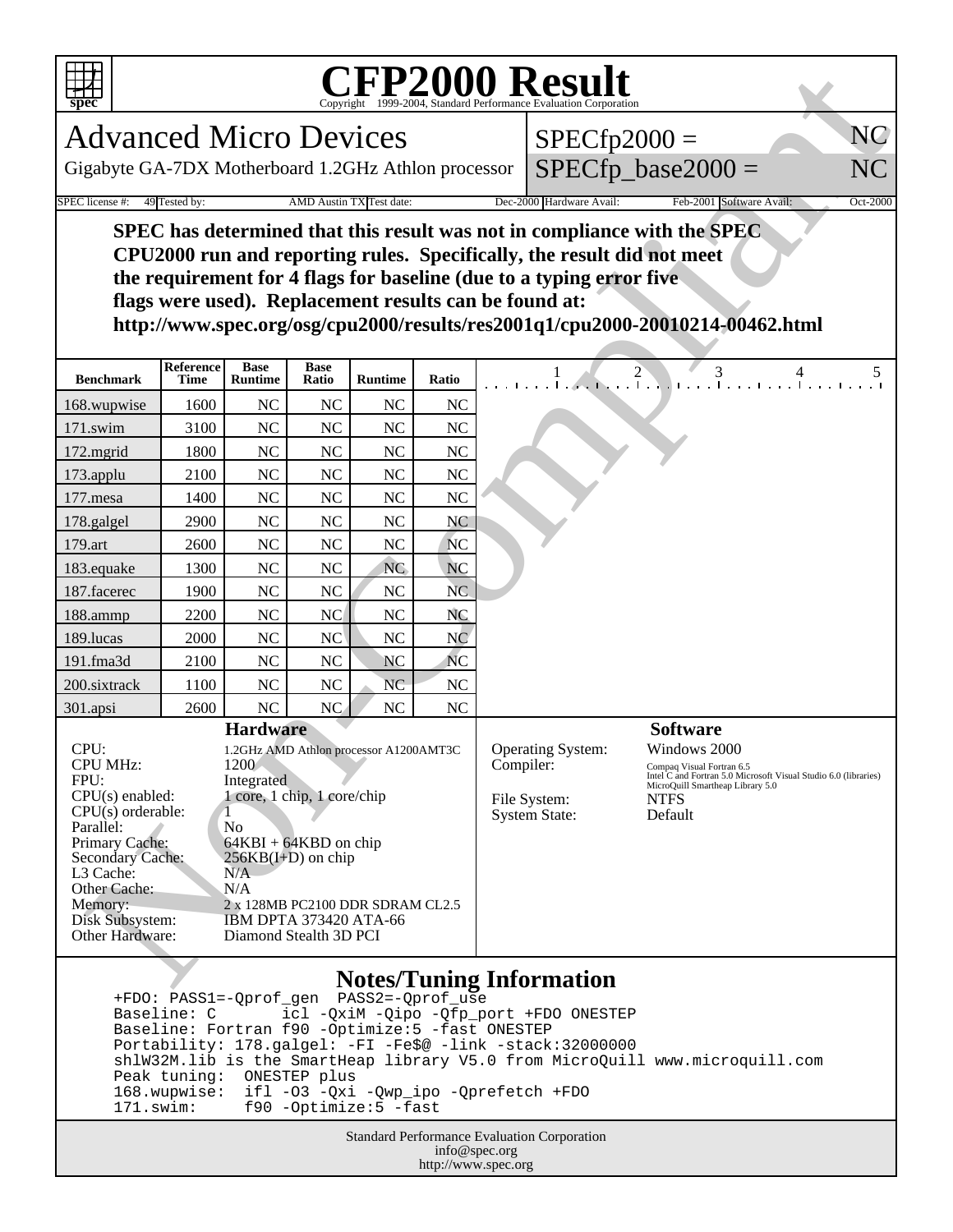# CFP2000 Result

Copyright 1999-2004, Standard Performance Evaluation Corporation

## Advanced Micro Devices

Gigabyte GA-7DX Motherboard 1.2GHz Athlon processor

SPECfp2000 = NC

SPECfp_base2000 = NC

| SPEC license #: | 49 | Tested by: | AMD Austin TX | Test date: | Dec-2000 | Hardware Avail: | Feb-2001 | Software Avail: | Oct-2000 |
|---|---|---|---|---|---|---|---|---|---|

**SPEC has determined that this result was not in compliance with the SPEC CPU2000 run and reporting rules. Specifically, the result did not meet the requirement for 4 flags for baseline (due to a typing error five flags were used). Replacement results can be found at: http://www.spec.org/osg/cpu2000/results/res2001q1/cpu2000-20010214-00462.html**

| Benchmark | Reference Time | Base Runtime | Base Ratio | Runtime | Ratio |
|---|---|---|---|---|---|
| 168.wupwise | 1600 | NC | NC | NC | NC |
| 171.swim | 3100 | NC | NC | NC | NC |
| 172.mgrid | 1800 | NC | NC | NC | NC |
| 173.applu | 2100 | NC | NC | NC | NC |
| 177.mesa | 1400 | NC | NC | NC | NC |
| 178.galgel | 2900 | NC | NC | NC | NC |
| 179.art | 2600 | NC | NC | NC | NC |
| 183.equake | 1300 | NC | NC | NC | NC |
| 187.facerec | 1900 | NC | NC | NC | NC |
| 188.ammp | 2200 | NC | NC | NC | NC |
| 189.lucas | 2000 | NC | NC | NC | NC |
| 191.fma3d | 2100 | NC | NC | NC | NC |
| 200.sixtrack | 1100 | NC | NC | NC | NC |
| 301.apsi | 2600 | NC | NC | NC | NC |

### Hardware

| | |
|---|---|
| CPU: | 1.2GHz AMD Athlon processor A1200AMT3C |
| CPU MHz: | 1200 |
| FPU: | Integrated |
| CPU(s) enabled: | 1 core, 1 chip, 1 core/chip |
| CPU(s) orderable: | 1 |
| Parallel: | No |
| Primary Cache: | 64KBI + 64KBD on chip |
| Secondary Cache: | 256KB(I+D) on chip |
| L3 Cache: | N/A |
| Other Cache: | N/A |
| Memory: | 2 x 128MB PC2100 DDR SDRAM CL2.5 |
| Disk Subsystem: | IBM DPTA 373420 ATA-66 |
| Other Hardware: | Diamond Stealth 3D PCI |

### Software

| | |
|---|---|
| Operating System: | Windows 2000 |
| Compiler: | Compaq Visual Fortran 6.5<br>Intel C and Fortran 5.0 Microsoft Visual Studio 6.0 (libraries)<br>MicroQuill Smartheap Library 5.0 |
| File System: | NTFS |
| System State: | Default |

### Notes/Tuning Information

```
+FDO: PASS1=-Qprof_gen  PASS2=-Qprof_use
Baseline: C        icl -QxiM -Qipo -Qfp_port +FDO ONESTEP
Baseline: Fortran f90 -Optimize:5 -fast ONESTEP
Portability: 178.galgel: -FI -Fe$@ -link -stack:32000000
shlW32M.lib is the SmartHeap library V5.0 from MicroQuill www.microquill.com
Peak tuning:  ONESTEP plus
168.wupwise:  ifl -O3 -Qxi -Qwp_ipo -Qprefetch +FDO
171.swim:     f90 -Optimize:5 -fast
```

Standard Performance Evaluation Corporation
info@spec.org
http://www.spec.org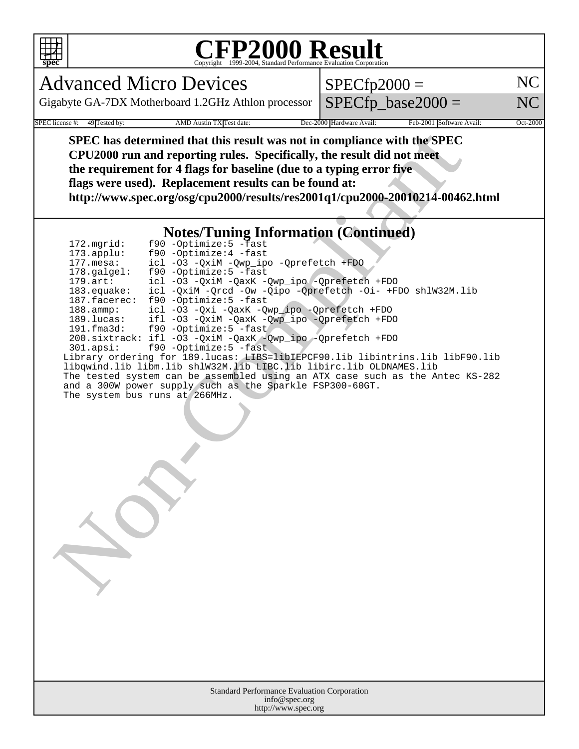# CFP2000 Result

Copyright 1999-2004, Standard Performance Evaluation Corporation

## Advanced Micro Devices

Gigabyte GA-7DX Motherboard 1.2GHz Athlon processor

SPECfp2000 = NC

SPECfp_base2000 = NC

| SPEC license #: | 49 | Tested by: | AMD Austin TX | Test date: | Dec-2000 | Hardware Avail: | Feb-2001 | Software Avail: | Oct-2000 |
|---|---|---|---|---|---|---|---|---|---|

**SPEC has determined that this result was not in compliance with the SPEC CPU2000 run and reporting rules. Specifically, the result did not meet the requirement for 4 flags for baseline (due to a typing error five flags were used). Replacement results can be found at:**
**http://www.spec.org/osg/cpu2000/results/res2001q1/cpu2000-20010214-00462.html**

## Notes/Tuning Information (Continued)

```
 172.mgrid:    f90 -Optimize:5 -fast
 173.applu:    f90 -Optimize:4 -fast
 177.mesa:     icl -O3 -QxiM -Qwp_ipo -Qprefetch +FDO
 178.galgel:   f90 -Optimize:5 -fast
 179.art:      icl -O3 -QxiM -QaxK -Qwp_ipo -Qprefetch +FDO
 183.equake:   icl -QxiM -Qrcd -Ow -Qipo -Qprefetch -Oi- +FDO shlW32M.lib
 187.facerec:  f90 -Optimize:5 -fast
 188.ammp:     icl -O3 -Qxi -QaxK -Qwp_ipo -Qprefetch +FDO
 189.lucas:    ifl -O3 -QxiM -QaxK -Qwp_ipo -Qprefetch +FDO
 191.fma3d:    f90 -Optimize:5 -fast
 200.sixtrack: ifl -O3 -QxiM -QaxK -Qwp_ipo -Qprefetch +FDO
 301.apsi:     f90 -Optimize:5 -fast
Library ordering for 189.lucas: LIBS=libIEPCF90.lib libintrins.lib libF90.lib
libqwind.lib libm.lib shlW32M.lib LIBC.lib libirc.lib OLDNAMES.lib
The tested system can be assembled using an ATX case such as the Antec KS-282
and a 300W power supply such as the Sparkle FSP300-60GT.
The system bus runs at 266MHz.
```

Standard Performance Evaluation Corporation
info@spec.org
http://www.spec.org